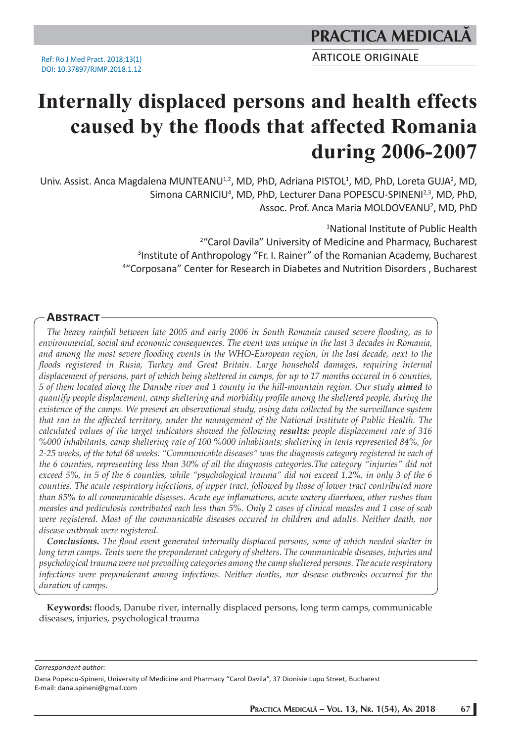Ref: Ro J Med Pract. 2018;13(1)
DOI: 10.37897/RJMP.2018.1.12

PRACTICA MEDICALĂ

ARTICOLE ORIGINALE

# Internally displaced persons and health effects caused by the floods that affected Romania during 2006-2007

Univ. Assist. Anca Magdalena MUNTEANU[1,2], MD, PhD, Adriana PISTOL[1], MD, PhD, Loreta GUJA[2], MD, Simona CARNICIU[4], MD, PhD, Lecturer Dana POPESCU-SPINENI[2,3], MD, PhD, Assoc. Prof. Anca Maria MOLDOVEANU[2], MD, PhD

[1]National Institute of Public Health
[2]"Carol Davila" University of Medicine and Pharmacy, Bucharest
[3]Institute of Anthropology "Fr. I. Rainer" of the Romanian Academy, Bucharest
[4]"Corposana" Center for Research in Diabetes and Nutrition Disorders , Bucharest

## Abstract

*The heavy rainfall between late 2005 and early 2006 in South Romania caused severe flooding, as to environmental, social and economic consequences. The event was unique in the last 3 decades in Romania, and among the most severe flooding events in the WHO-European region, in the last decade, next to the floods registered in Rusia, Turkey and Great Britain. Large household damages, requiring internal displacement of persons, part of which being sheltered in camps, for up to 17 months occured in 6 counties, 5 of them located along the Danube river and 1 county in the hill-mountain region. Our study* ***aimed*** *to quantify people displacement, camp sheltering and morbidity profile among the sheltered people, during the existence of the camps. We present an observational study, using data collected by the surveillance system that ran in the affected territory, under the management of the National Institute of Public Health. The calculated values of the target indicators showed the following* ***results:*** *people displacement rate of 316 %000 inhabitants, camp sheltering rate of 100 %000 inhabitants; sheltering in tents represented 84%, for 2-25 weeks, of the total 68 weeks. "Communicable diseases" was the diagnosis category registered in each of the 6 counties, representing less than 30% of all the diagnosis categories.The category "injuries" did not exceed 5%, in 5 of the 6 counties, while "psychological trauma" did not exceed 1.2%, in only 3 of the 6 counties. The acute respiratory infections, of upper tract, followed by those of lower tract contributed more than 85% to all communicable disesses. Acute eye inflamations, acute watery diarrhoea, other rushes than measles and pediculosis contributed each less than 5%. Only 2 cases of clinical measles and 1 case of scab were registered. Most of the communicable diseases occured in children and adults. Neither death, nor disease outbreak were registered.*

***Conclusions.*** *The flood event generated internally displaced persons, some of which needed shelter in long term camps. Tents were the preponderant category of shelters. The communicable diseases, injuries and psychological trauma were not prevailing categories among the camp sheltered persons. The acute respiratory infections were preponderant among infections. Neither deaths, nor disease outbreaks occurred for the duration of camps.*

**Keywords:** floods, Danube river, internally displaced persons, long term camps, communicable diseases, injuries, psychological trauma

*Correspondent author:*

Dana Popescu-Spineni, University of Medicine and Pharmacy "Carol Davila", 37 Dionisie Lupu Street, Bucharest
E-mail: dana.spineni@gmail.com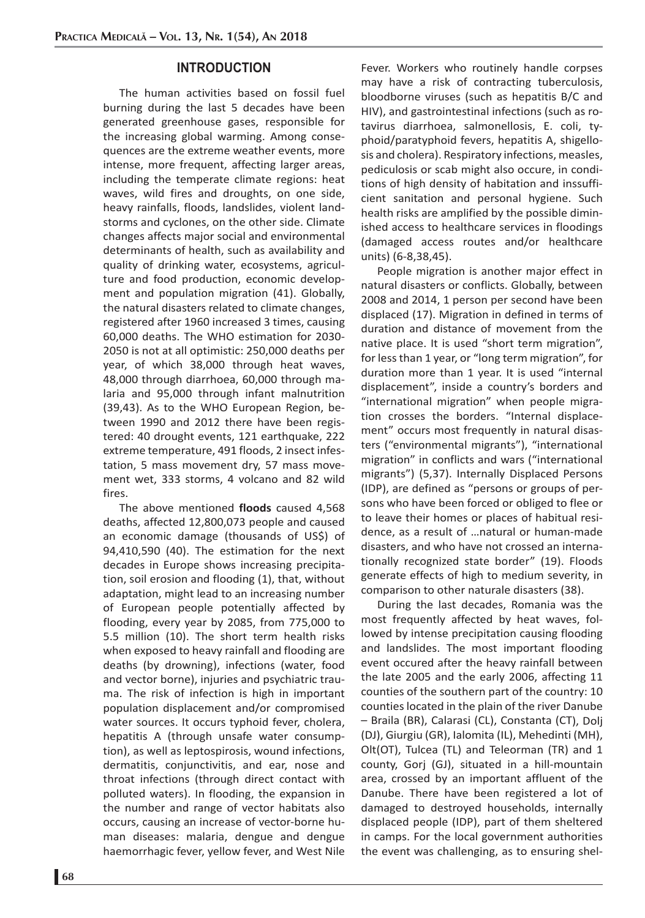## INTRODUCTION

The human activities based on fossil fuel burning during the last 5 decades have been generated greenhouse gases, responsible for the increasing global warming. Among consequences are the extreme weather events, more intense, more frequent, affecting larger areas, including the temperate climate regions: heat waves, wild fires and droughts, on one side, heavy rainfalls, floods, landslides, violent landstorms and cyclones, on the other side. Climate changes affects major social and environmental determinants of health, such as availability and quality of drinking water, ecosystems, agriculture and food production, economic development and population migration (41). Globally, the natural disasters related to climate changes, registered after 1960 increased 3 times, causing 60,000 deaths. The WHO estimation for 2030-2050 is not at all optimistic: 250,000 deaths per year, of which 38,000 through heat waves, 48,000 through diarrhoea, 60,000 through malaria and 95,000 through infant malnutrition (39,43). As to the WHO European Region, between 1990 and 2012 there have been registered: 40 drought events, 121 earthquake, 222 extreme temperature, 491 floods, 2 insect infestation, 5 mass movement dry, 57 mass movement wet, 333 storms, 4 volcano and 82 wild fires.

The above mentioned **floods** caused 4,568 deaths, affected 12,800,073 people and caused an economic damage (thousands of US$) of 94,410,590 (40). The estimation for the next decades in Europe shows increasing precipitation, soil erosion and flooding (1), that, without adaptation, might lead to an increasing number of European people potentially affected by flooding, every year by 2085, from 775,000 to 5.5 million (10). The short term health risks when exposed to heavy rainfall and flooding are deaths (by drowning), infections (water, food and vector borne), injuries and psychiatric trauma. The risk of infection is high in important population displacement and/or compromised water sources. It occurs typhoid fever, cholera, hepatitis A (through unsafe water consumption), as well as leptospirosis, wound infections, dermatitis, conjunctivitis, and ear, nose and throat infections (through direct contact with polluted waters). In flooding, the expansion in the number and range of vector habitats also occurs, causing an increase of vector-borne human diseases: malaria, dengue and dengue haemorrhagic fever, yellow fever, and West Nile Fever. Workers who routinely handle corpses may have a risk of contracting tuberculosis, bloodborne viruses (such as hepatitis B/C and HIV), and gastrointestinal infections (such as rotavirus diarrhoea, salmonellosis, E. coli, typhoid/paratyphoid fevers, hepatitis A, shigellosis and cholera). Respiratory infections, measles, pediculosis or scab might also occure, in conditions of high density of habitation and inssufficient sanitation and personal hygiene. Such health risks are amplified by the possible diminished access to healthcare services in floodings (damaged access routes and/or healthcare units) (6-8,38,45).

People migration is another major effect in natural disasters or conflicts. Globally, between 2008 and 2014, 1 person per second have been displaced (17). Migration in defined in terms of duration and distance of movement from the native place. It is used "short term migration", for less than 1 year, or "long term migration", for duration more than 1 year. It is used "internal displacement", inside a country's borders and "international migration" when people migration crosses the borders. "Internal displacement" occurs most frequently in natural disasters ("environmental migrants"), "international migration" in conflicts and wars ("international migrants") (5,37). Internally Displaced Persons (IDP), are defined as "persons or groups of persons who have been forced or obliged to flee or to leave their homes or places of habitual residence, as a result of …natural or human-made disasters, and who have not crossed an internationally recognized state border" (19). Floods generate effects of high to medium severity, in comparison to other naturale disasters (38).

During the last decades, Romania was the most frequently affected by heat waves, followed by intense precipitation causing flooding and landslides. The most important flooding event occured after the heavy rainfall between the late 2005 and the early 2006, affecting 11 counties of the southern part of the country: 10 counties located in the plain of the river Danube – Braila (BR), Calarasi (CL), Constanta (CT), Dolj (DJ), Giurgiu (GR), Ialomita (IL), Mehedinti (MH), Olt(OT), Tulcea (TL) and Teleorman (TR) and 1 county, Gorj (GJ), situated in a hill-mountain area, crossed by an important affluent of the Danube. There have been registered a lot of damaged to destroyed households, internally displaced people (IDP), part of them sheltered in camps. For the local government authorities the event was challenging, as to ensuring shel-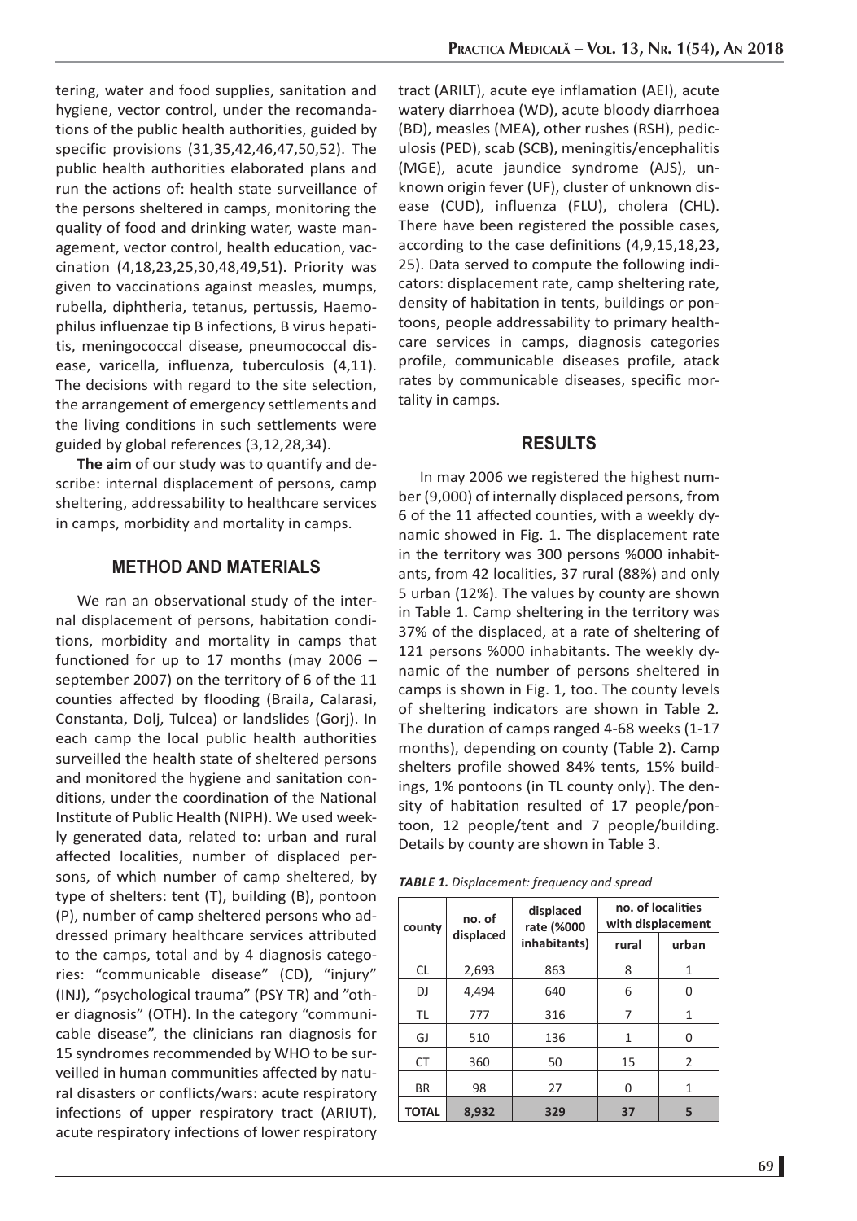tering, water and food supplies, sanitation and hygiene, vector control, under the recomandations of the public health authorities, guided by specific provisions (31,35,42,46,47,50,52). The public health authorities elaborated plans and run the actions of: health state surveillance of the persons sheltered in camps, monitoring the quality of food and drinking water, waste management, vector control, health education, vaccination (4,18,23,25,30,48,49,51). Priority was given to vaccinations against measles, mumps, rubella, diphtheria, tetanus, pertussis, Haemophilus influenzae tip B infections, B virus hepatitis, meningococcal disease, pneumococcal disease, varicella, influenza, tuberculosis (4,11). The decisions with regard to the site selection, the arrangement of emergency settlements and the living conditions in such settlements were guided by global references (3,12,28,34).

**The aim** of our study was to quantify and describe: internal displacement of persons, camp sheltering, addressability to healthcare services in camps, morbidity and mortality in camps.

## METHOD AND MATERIALS

We ran an observational study of the internal displacement of persons, habitation conditions, morbidity and mortality in camps that functioned for up to 17 months (may 2006 – september 2007) on the territory of 6 of the 11 counties affected by flooding (Braila, Calarasi, Constanta, Dolj, Tulcea) or landslides (Gorj). In each camp the local public health authorities surveilled the health state of sheltered persons and monitored the hygiene and sanitation conditions, under the coordination of the National Institute of Public Health (NIPH). We used weekly generated data, related to: urban and rural affected localities, number of displaced persons, of which number of camp sheltered, by type of shelters: tent (T), building (B), pontoon (P), number of camp sheltered persons who addressed primary healthcare services attributed to the camps, total and by 4 diagnosis categories: "communicable disease" (CD), "injury" (INJ), "psychological trauma" (PSY TR) and "other diagnosis" (OTH). In the category "communicable disease", the clinicians ran diagnosis for 15 syndromes recommended by WHO to be surveilled in human communities affected by natural disasters or conflicts/wars: acute respiratory infections of upper respiratory tract (ARIUT), acute respiratory infections of lower respiratory tract (ARILT), acute eye inflamation (AEI), acute watery diarrhoea (WD), acute bloody diarrhoea (BD), measles (MEA), other rushes (RSH), pediculosis (PED), scab (SCB), meningitis/encephalitis (MGE), acute jaundice syndrome (AJS), unknown origin fever (UF), cluster of unknown disease (CUD), influenza (FLU), cholera (CHL). There have been registered the possible cases, according to the case definitions (4,9,15,18,23,25). Data served to compute the following indicators: displacement rate, camp sheltering rate, density of habitation in tents, buildings or pontoons, people addressability to primary healthcare services in camps, diagnosis categories profile, communicable diseases profile, atack rates by communicable diseases, specific mortality in camps.

## RESULTS

In may 2006 we registered the highest number (9,000) of internally displaced persons, from 6 of the 11 affected counties, with a weekly dynamic showed in Fig. 1. The displacement rate in the territory was 300 persons %000 inhabitants, from 42 localities, 37 rural (88%) and only 5 urban (12%). The values by county are shown in Table 1. Camp sheltering in the territory was 37% of the displaced, at a rate of sheltering of 121 persons %000 inhabitants. The weekly dynamic of the number of persons sheltered in camps is shown in Fig. 1, too. The county levels of sheltering indicators are shown in Table 2. The duration of camps ranged 4-68 weeks (1-17 months), depending on county (Table 2). Camp shelters profile showed 84% tents, 15% buildings, 1% pontoons (in TL county only). The density of habitation resulted of 17 people/pontoon, 12 people/tent and 7 people/building. Details by county are shown in Table 3.

***TABLE 1.** Displacement: frequency and spread*

| county | no. of displaced | displaced rate (%000 inhabitants) | no. of localities with displacement | |
|---|---|---|---|---|
| | | | rural | urban |
| CL | 2,693 | 863 | 8 | 1 |
| DJ | 4,494 | 640 | 6 | 0 |
| TL | 777 | 316 | 7 | 1 |
| GJ | 510 | 136 | 1 | 0 |
| CT | 360 | 50 | 15 | 2 |
| BR | 98 | 27 | 0 | 1 |
| **TOTAL** | **8,932** | **329** | **37** | **5** |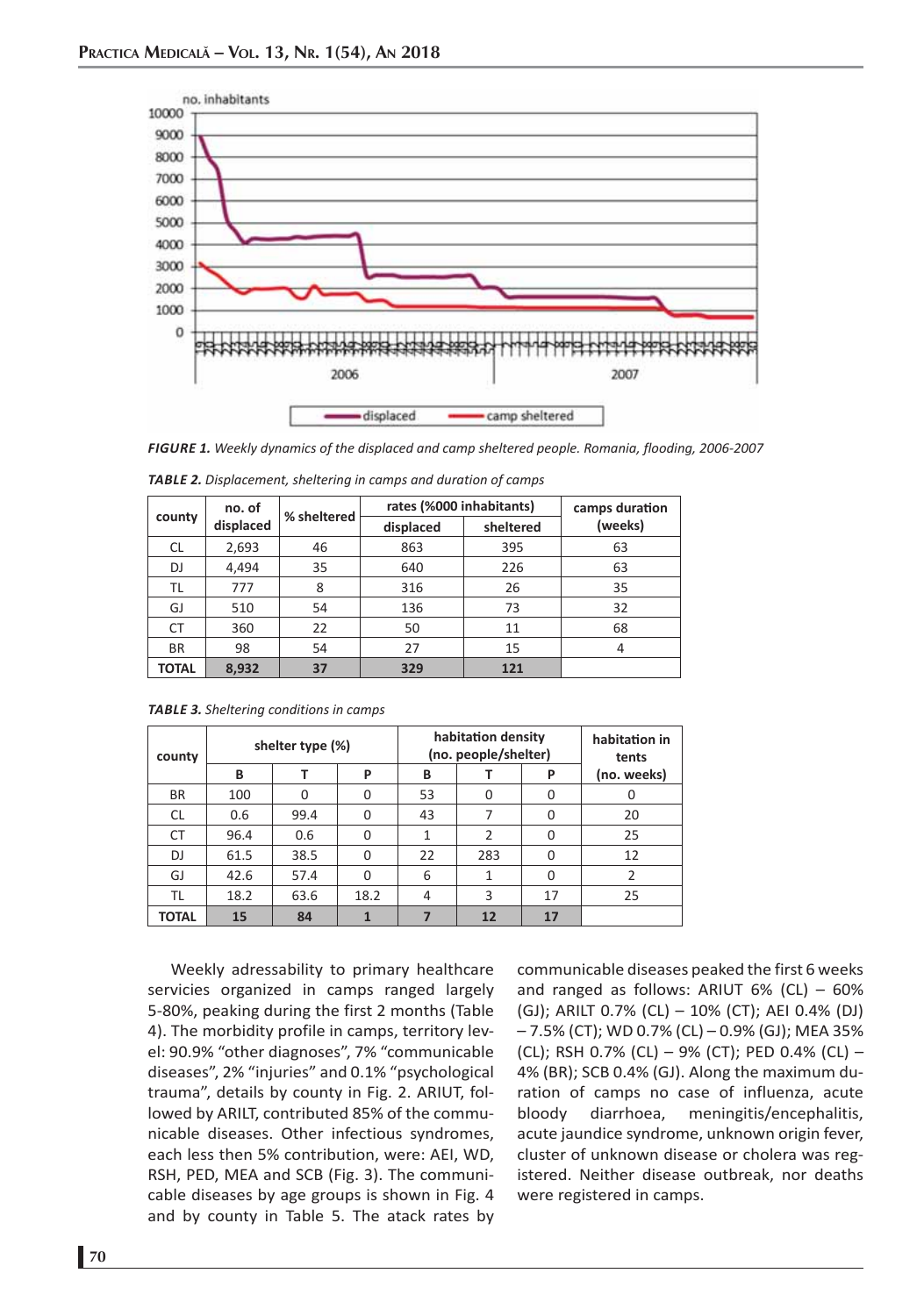*FIGURE 1. Weekly dynamics of the displaced and camp sheltered people. Romania, flooding, 2006-2007*

*TABLE 2. Displacement, sheltering in camps and duration of camps*

| county | no. of displaced | % sheltered | rates (%000 inhabitants) | | camps duration (weeks) |
|---|---|---|---|---|---|
| | | | displaced | sheltered | |
| CL | 2,693 | 46 | 863 | 395 | 63 |
| DJ | 4,494 | 35 | 640 | 226 | 63 |
| TL | 777 | 8 | 316 | 26 | 35 |
| GJ | 510 | 54 | 136 | 73 | 32 |
| CT | 360 | 22 | 50 | 11 | 68 |
| BR | 98 | 54 | 27 | 15 | 4 |
| **TOTAL** | **8,932** | **37** | **329** | **121** | |

*TABLE 3. Sheltering conditions in camps*

| county | shelter type (%) | | | habitation density (no. people/shelter) | | | habitation in tents (no. weeks) |
|---|---|---|---|---|---|---|---|
| | B | T | P | B | T | P | |
| BR | 100 | 0 | 0 | 53 | 0 | 0 | 0 |
| CL | 0.6 | 99.4 | 0 | 43 | 7 | 0 | 20 |
| CT | 96.4 | 0.6 | 0 | 1 | 2 | 0 | 25 |
| DJ | 61.5 | 38.5 | 0 | 22 | 283 | 0 | 12 |
| GJ | 42.6 | 57.4 | 0 | 6 | 1 | 0 | 2 |
| TL | 18.2 | 63.6 | 18.2 | 4 | 3 | 17 | 25 |
| **TOTAL** | **15** | **84** | **1** | **7** | **12** | **17** | |

Weekly adressability to primary healthcare servicies organized in camps ranged largely 5-80%, peaking during the first 2 months (Table 4). The morbidity profile in camps, territory level: 90.9% "other diagnoses", 7% "communicable diseases", 2% "injuries" and 0.1% "psychological trauma", details by county in Fig. 2. ARIUT, followed by ARILT contributed 85% of the communicable diseases. Other infectious syndromes, each less then 5% contribution, were: AEI, WD, RSH, PED, MEA and SCB (Fig. 3). The communicable diseases by age groups is shown in Fig. 4 and by county in Table 5. The atack rates by communicable diseases peaked the first 6 weeks and ranged as follows: ARIUT 6% (CL) – 60% (GJ); ARILT 0.7% (CL) – 10% (CT); AEI 0.4% (DJ) – 7.5% (CT); WD 0.7% (CL) – 0.9% (GJ); MEA 35% (CL); RSH 0.7% (CL) – 9% (CT); PED 0.4% (CL) – 4% (BR); SCB 0.4% (GJ). Along the maximum duration of camps no case of influenza, acute bloody diarrhoea, meningitis/encephalitis, acute jaundice syndrome, unknown origin fever, cluster of unknown disease or cholera was registered. Neither disease outbreak, nor deaths were registered in camps.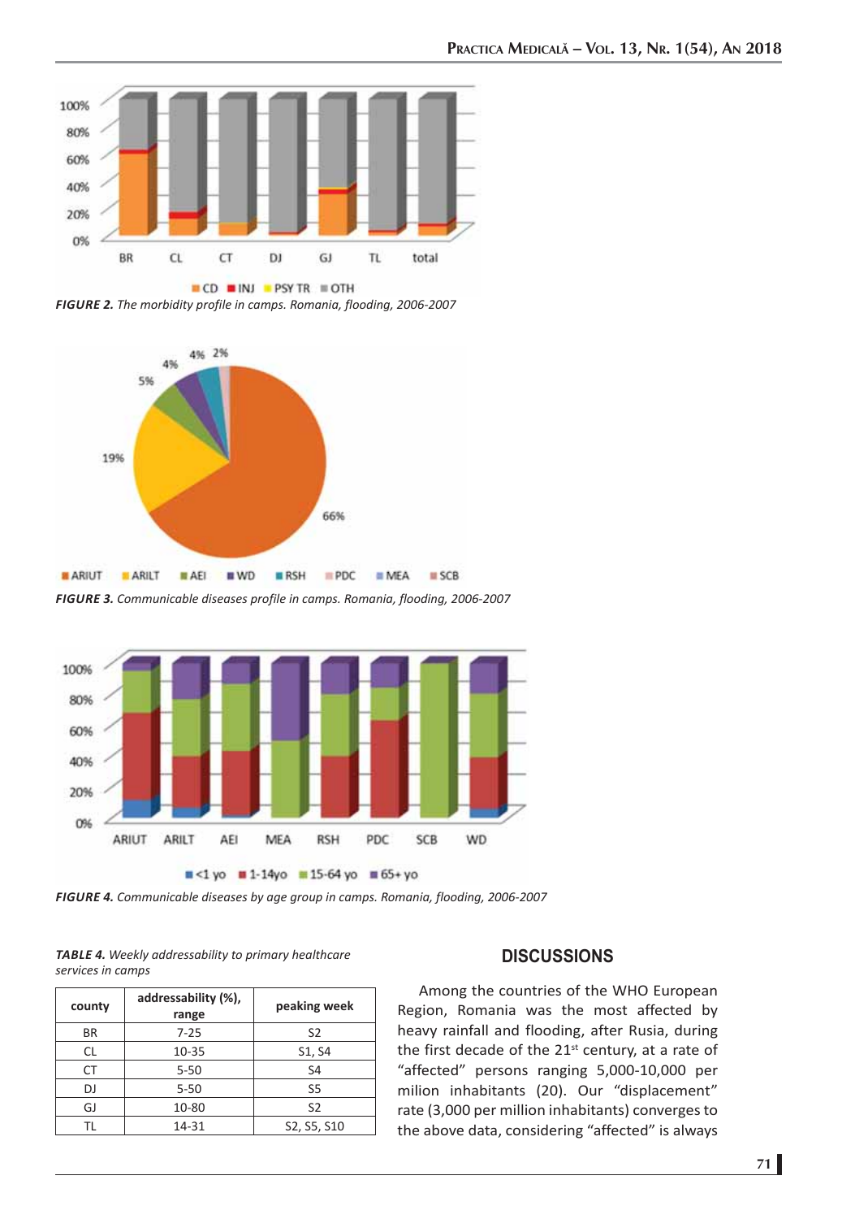FIGURE 2. *The morbidity profile in camps. Romania, flooding, 2006-2007*

FIGURE 3. *Communicable diseases profile in camps. Romania, flooding, 2006-2007*

FIGURE 4. *Communicable diseases by age group in camps. Romania, flooding, 2006-2007*

**TABLE 4.** *Weekly addressability to primary healthcare services in camps*

| county | addressability (%), range | peaking week |
|---|---|---|
| BR | 7-25 | S2 |
| CL | 10-35 | S1, S4 |
| CT | 5-50 | S4 |
| DJ | 5-50 | S5 |
| GJ | 10-80 | S2 |
| TL | 14-31 | S2, S5, S10 |

## DISCUSSIONS

Among the countries of the WHO European Region, Romania was the most affected by heavy rainfall and flooding, after Rusia, during the first decade of the 21st century, at a rate of "affected" persons ranging 5,000-10,000 per milion inhabitants (20). Our "displacement" rate (3,000 per million inhabitants) converges to the above data, considering "affected" is always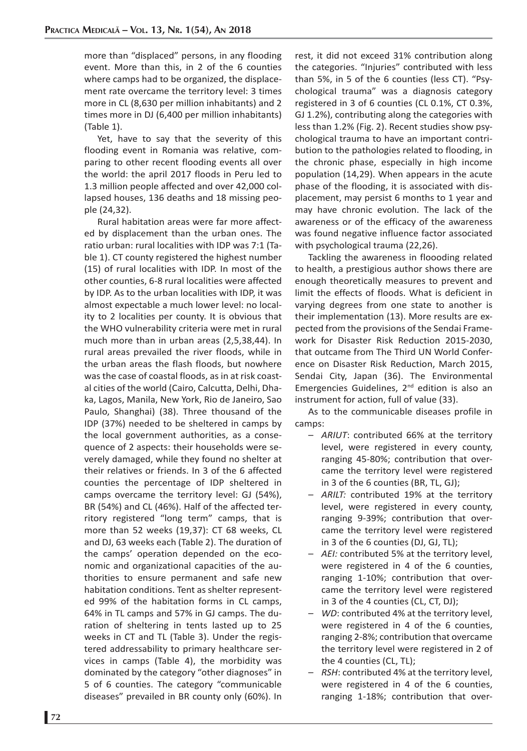more than "displaced" persons, in any flooding event. More than this, in 2 of the 6 counties where camps had to be organized, the displacement rate overcame the territory level: 3 times more in CL (8,630 per million inhabitants) and 2 times more in DJ (6,400 per million inhabitants) (Table 1).

Yet, have to say that the severity of this flooding event in Romania was relative, comparing to other recent flooding events all over the world: the april 2017 floods in Peru led to 1.3 million people affected and over 42,000 collapsed houses, 136 deaths and 18 missing people (24,32).

Rural habitation areas were far more affected by displacement than the urban ones. The ratio urban: rural localities with IDP was 7:1 (Table 1). CT county registered the highest number (15) of rural localities with IDP. In most of the other counties, 6-8 rural localities were affected by IDP. As to the urban localities with IDP, it was almost expectable a much lower level: no locality to 2 localities per county. It is obvious that the WHO vulnerability criteria were met in rural much more than in urban areas (2,5,38,44). In rural areas prevailed the river floods, while in the urban areas the flash floods, but nowhere was the case of coastal floods, as in at risk coastal cities of the world (Cairo, Calcutta, Delhi, Dhaka, Lagos, Manila, New York, Rio de Janeiro, Sao Paulo, Shanghai) (38). Three thousand of the IDP (37%) needed to be sheltered in camps by the local government authorities, as a consequence of 2 aspects: their households were severely damaged, while they found no shelter at their relatives or friends. In 3 of the 6 affected counties the percentage of IDP sheltered in camps overcame the territory level: GJ (54%), BR (54%) and CL (46%). Half of the affected territory registered "long term" camps, that is more than 52 weeks (19,37): CT 68 weeks, CL and DJ, 63 weeks each (Table 2). The duration of the camps' operation depended on the economic and organizational capacities of the authorities to ensure permanent and safe new habitation conditions. Tent as shelter represented 99% of the habitation forms in CL camps, 64% in TL camps and 57% in GJ camps. The duration of sheltering in tents lasted up to 25 weeks in CT and TL (Table 3). Under the registered addressability to primary healthcare services in camps (Table 4), the morbidity was dominated by the category "other diagnoses" in 5 of 6 counties. The category "communicable diseases" prevailed in BR county only (60%). In rest, it did not exceed 31% contribution along the categories. "Injuries" contributed with less than 5%, in 5 of the 6 counties (less CT). "Psychological trauma" was a diagnosis category registered in 3 of 6 counties (CL 0.1%, CT 0.3%, GJ 1.2%), contributing along the categories with less than 1.2% (Fig. 2). Recent studies show psychological trauma to have an important contribution to the pathologies related to flooding, in the chronic phase, especially in high income population (14,29). When appears in the acute phase of the flooding, it is associated with displacement, may persist 6 months to 1 year and may have chronic evolution. The lack of the awareness or of the efficacy of the awareness was found negative influence factor associated with psychological trauma (22,26).

Tackling the awareness in floooding related to health, a prestigious author shows there are enough theoretically measures to prevent and limit the effects of floods. What is deficient in varying degrees from one state to another is their implementation (13). More results are expected from the provisions of the Sendai Framework for Disaster Risk Reduction 2015-2030, that outcame from The Third UN World Conference on Disaster Risk Reduction, March 2015, Sendai City, Japan (36). The Environmental Emergencies Guidelines, 2nd edition is also an instrument for action, full of value (33).

As to the communicable diseases profile in camps:

- *ARIUT*: contributed 66% at the territory level, were registered in every county, ranging 45-80%; contribution that overcame the territory level were registered in 3 of the 6 counties (BR, TL, GJ);
- *ARILT:* contributed 19% at the territory level, were registered in every county, ranging 9-39%; contribution that overcame the territory level were registered in 3 of the 6 counties (DJ, GJ, TL);
- *AEI:* contributed 5% at the territory level, were registered in 4 of the 6 counties, ranging 1-10%; contribution that overcame the territory level were registered in 3 of the 4 counties (CL, CT, DJ);
- *WD*: contributed 4% at the territory level, were registered in 4 of the 6 counties, ranging 2-8%; contribution that overcame the territory level were registered in 2 of the 4 counties (CL, TL);
- *RSH*: contributed 4% at the territory level, were registered in 4 of the 6 counties, ranging 1-18%; contribution that over-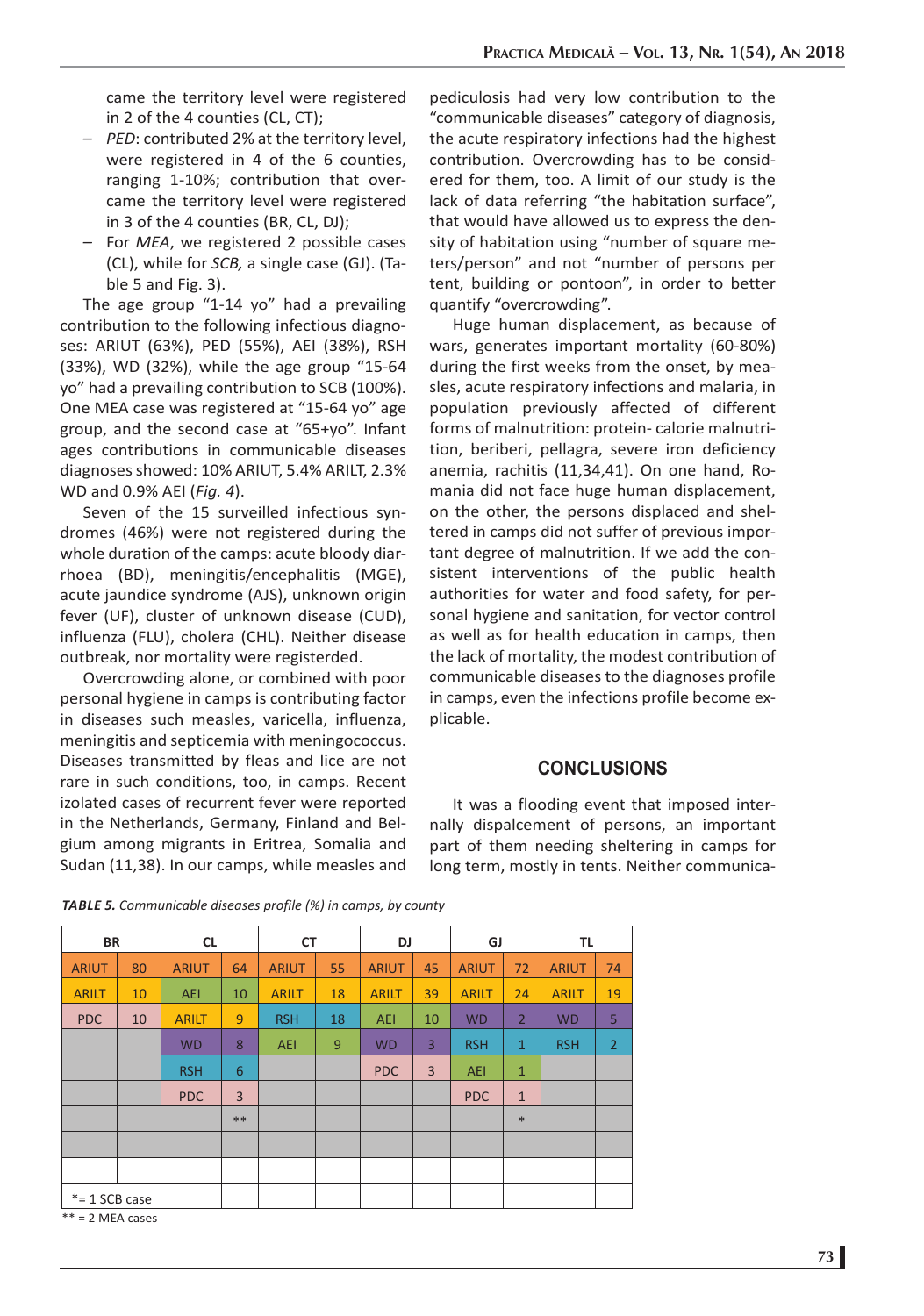came the territory level were registered in 2 of the 4 counties (CL, CT);

- *PED*: contributed 2% at the territory level, were registered in 4 of the 6 counties, ranging 1-10%; contribution that overcame the territory level were registered in 3 of the 4 counties (BR, CL, DJ);
- For *MEA*, we registered 2 possible cases (CL), while for *SCB,* a single case (GJ). (Table 5 and Fig. 3).

The age group "1-14 yo" had a prevailing contribution to the following infectious diagnoses: ARIUT (63%), PED (55%), AEI (38%), RSH (33%), WD (32%), while the age group "15-64 yo" had a prevailing contribution to SCB (100%). One MEA case was registered at "15-64 yo" age group, and the second case at "65+yo". Infant ages contributions in communicable diseases diagnoses showed: 10% ARIUT, 5.4% ARILT, 2.3% WD and 0.9% AEI (*Fig. 4*).

Seven of the 15 surveilled infectious syndromes (46%) were not registered during the whole duration of the camps: acute bloody diarrhoea (BD), meningitis/encephalitis (MGE), acute jaundice syndrome (AJS), unknown origin fever (UF), cluster of unknown disease (CUD), influenza (FLU), cholera (CHL). Neither disease outbreak, nor mortality were registerded.

Overcrowding alone, or combined with poor personal hygiene in camps is contributing factor in diseases such measles, varicella, influenza, meningitis and septicemia with meningococcus. Diseases transmitted by fleas and lice are not rare in such conditions, too, in camps. Recent izolated cases of recurrent fever were reported in the Netherlands, Germany, Finland and Belgium among migrants in Eritrea, Somalia and Sudan (11,38). In our camps, while measles and pediculosis had very low contribution to the "communicable diseases" category of diagnosis, the acute respiratory infections had the highest contribution. Overcrowding has to be considered for them, too. A limit of our study is the lack of data referring "the habitation surface", that would have allowed us to express the density of habitation using "number of square meters/person" and not "number of persons per tent, building or pontoon", in order to better quantify "overcrowding".

Huge human displacement, as because of wars, generates important mortality (60-80%) during the first weeks from the onset, by measles, acute respiratory infections and malaria, in population previously affected of different forms of malnutrition: protein- calorie malnutrition, beriberi, pellagra, severe iron deficiency anemia, rachitis (11,34,41). On one hand, Romania did not face huge human displacement, on the other, the persons displaced and sheltered in camps did not suffer of previous important degree of malnutrition. If we add the consistent interventions of the public health authorities for water and food safety, for personal hygiene and sanitation, for vector control as well as for health education in camps, then the lack of mortality, the modest contribution of communicable diseases to the diagnoses profile in camps, even the infections profile become explicable.

## CONCLUSIONS

It was a flooding event that imposed internally dispalcement of persons, an important part of them needing sheltering in camps for long term, mostly in tents. Neither communica-

*TABLE 5. Communicable diseases profile (%) in camps, by county*

| BR | | CL | | CT | | DJ | | GJ | | TL | |
|---|---|---|---|---|---|---|---|---|---|---|---|
| ARIUT | 80 | ARIUT | 64 | ARIUT | 55 | ARIUT | 45 | ARIUT | 72 | ARIUT | 74 |
| ARILT | 10 | AEI | 10 | ARILT | 18 | ARILT | 39 | ARILT | 24 | ARILT | 19 |
| PDC | 10 | ARILT | 9 | RSH | 18 | AEI | 10 | WD | 2 | WD | 5 |
| | | WD | 8 | AEI | 9 | WD | 3 | RSH | 1 | RSH | 2 |
| | | RSH | 6 | | | PDC | 3 | AEI | 1 | | |
| | | PDC | 3 | | | | | PDC | 1 | | |
| | | | ** | | | | | | * | | |
| | | | | | | | | | | | |
| | | | | | | | | | | | |
| *= 1 SCB case | | | | | | | | | | | |

** = 2 MEA cases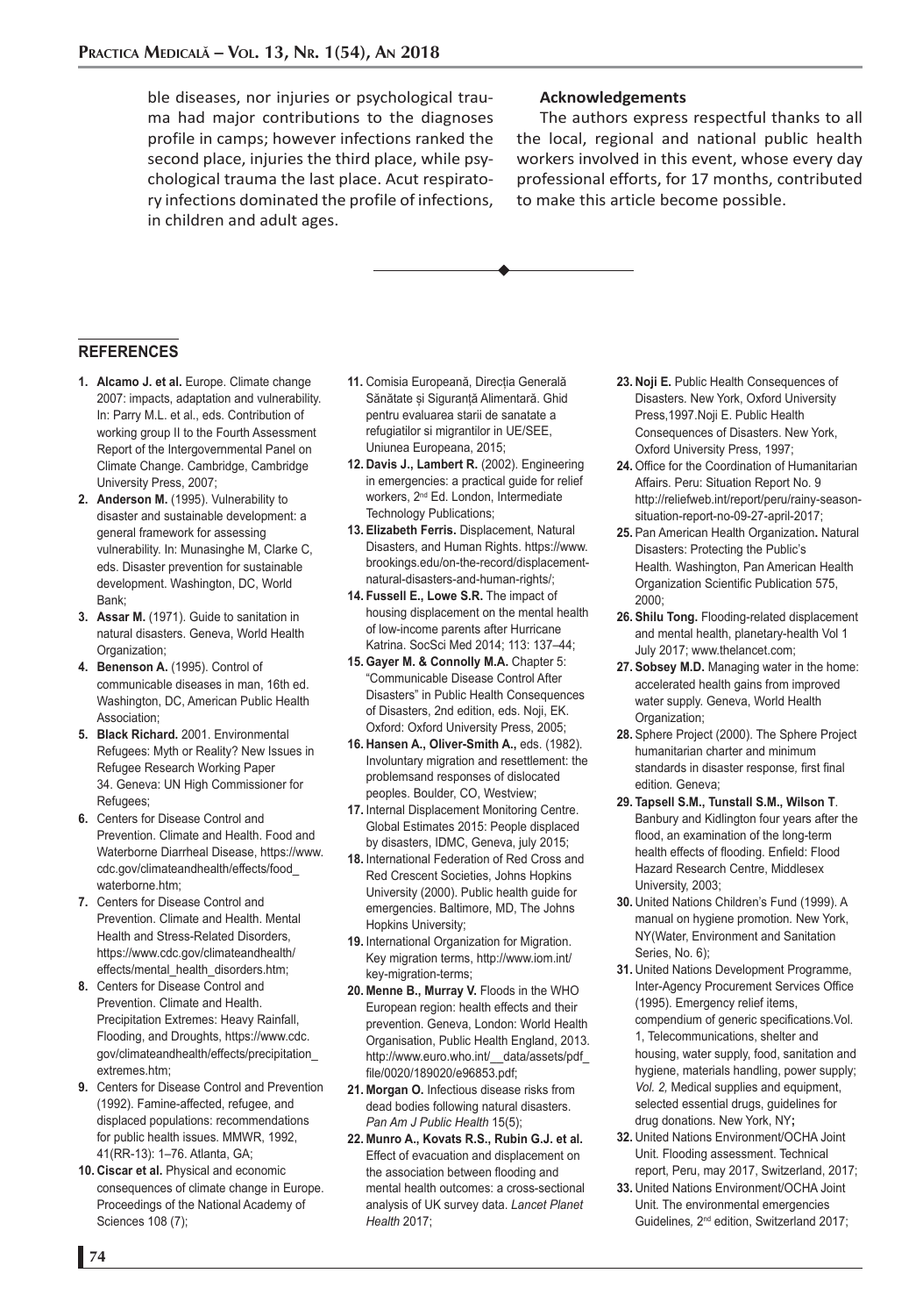ble diseases, nor injuries or psychological trauma had major contributions to the diagnoses profile in camps; however infections ranked the second place, injuries the third place, while psychological trauma the last place. Acute respiratory infections dominated the profile of infections, in children and adult ages.

### Acknowledgements

The authors express respectful thanks to all the local, regional and national public health workers involved in this event, whose every day professional efforts, for 17 months, contributed to make this article become possible.

## REFERENCES

1. **Alcamo J. et al.** Europe. Climate change 2007: impacts, adaptation and vulnerability. In: Parry M.L. et al., eds. Contribution of working group II to the Fourth Assessment Report of the Intergovernmental Panel on Climate Change. Cambridge, Cambridge University Press, 2007;
2. **Anderson M.** (1995). Vulnerability to disaster and sustainable development: a general framework for assessing vulnerability. In: Munasinghe M, Clarke C, eds. Disaster prevention for sustainable development. Washington, DC, World Bank;
3. **Assar M.** (1971). Guide to sanitation in natural disasters. Geneva, World Health Organization;
4. **Benenson A.** (1995). Control of communicable diseases in man, 16th ed. Washington, DC, American Public Health Association;
5. **Black Richard.** 2001. Environmental Refugees: Myth or Reality? New Issues in Refugee Research Working Paper 34. Geneva: UN High Commissioner for Refugees;
6. Centers for Disease Control and Prevention. Climate and Health. Food and Waterborne Diarrheal Disease, https://www.cdc.gov/climateandhealth/effects/food_waterborne.htm;
7. Centers for Disease Control and Prevention. Climate and Health. Mental Health and Stress-Related Disorders, https://www.cdc.gov/climateandhealth/effects/mental_health_disorders.htm;
8. Centers for Disease Control and Prevention. Climate and Health. Precipitation Extremes: Heavy Rainfall, Flooding, and Droughts, https://www.cdc.gov/climateandhealth/effects/precipitation_extremes.htm;
9. Centers for Disease Control and Prevention (1992). Famine-affected, refugee, and displaced populations: recommendations for public health issues. MMWR, 1992, 41(RR-13): 1–76. Atlanta, GA;
10. **Ciscar et al.** Physical and economic consequences of climate change in Europe. Proceedings of the National Academy of Sciences 108 (7);
11. Comisia Europeană, Direcția Generală Sănătate și Siguranță Alimentară. Ghid pentru evaluarea starii de sanatate a refugiatilor si migrantilor in UE/SEE, Uniunea Europeana, 2015;
12. **Davis J., Lambert R.** (2002). Engineering in emergencies: a practical guide for relief workers, 2nd Ed. London, Intermediate Technology Publications;
13. **Elizabeth Ferris.** Displacement, Natural Disasters, and Human Rights. https://www.brookings.edu/on-the-record/displacement-natural-disasters-and-human-rights/;
14. **Fussell E., Lowe S.R.** The impact of housing displacement on the mental health of low-income parents after Hurricane Katrina. SocSci Med 2014; 113: 137–44;
15. **Gayer M. & Connolly M.A.** Chapter 5: "Communicable Disease Control After Disasters" in Public Health Consequences of Disasters, 2nd edition, eds. Noji, EK. Oxford: Oxford University Press, 2005;
16. **Hansen A., Oliver-Smith A.,** eds. (1982). Involuntary migration and resettlement: the problemsand responses of dislocated peoples. Boulder, CO, Westview;
17. Internal Displacement Monitoring Centre. Global Estimates 2015: People displaced by disasters, IDMC, Geneva, july 2015;
18. International Federation of Red Cross and Red Crescent Societies, Johns Hopkins University (2000). Public health guide for emergencies. Baltimore, MD, The Johns Hopkins University;
19. International Organization for Migration. Key migration terms, http://www.iom.int/key-migration-terms;
20. **Menne B., Murray V.** Floods in the WHO European region: health effects and their prevention. Geneva, London: World Health Organisation, Public Health England, 2013. http://www.euro.who.int/__data/assets/pdf_file/0020/189020/e96853.pdf;
21. **Morgan O.** Infectious disease risks from dead bodies following natural disasters. *Pan Am J Public Health* 15(5);
22. **Munro A., Kovats R.S., Rubin G.J. et al.** Effect of evacuation and displacement on the association between flooding and mental health outcomes: a cross-sectional analysis of UK survey data. *Lancet Planet Health* 2017;
23. **Noji E.** Public Health Consequences of Disasters. New York, Oxford University Press,1997.Noji E. Public Health Consequences of Disasters. New York, Oxford University Press, 1997;
24. Office for the Coordination of Humanitarian Affairs. Peru: Situation Report No. 9 http://reliefweb.int/report/peru/rainy-season-situation-report-no-09-27-april-2017;
25. Pan American Health Organization**.** Natural Disasters: Protecting the Public's Health. Washington, Pan American Health Organization Scientific Publication 575, 2000;
26. **Shilu Tong.** Flooding-related displacement and mental health, planetary-health Vol 1 July 2017; www.thelancet.com;
27. **Sobsey M.D.** Managing water in the home: accelerated health gains from improved water supply. Geneva, World Health Organization;
28. Sphere Project (2000). The Sphere Project humanitarian charter and minimum standards in disaster response, first final edition. Geneva;
29. **Tapsell S.M., Tunstall S.M., Wilson T**. Banbury and Kidlington four years after the flood, an examination of the long-term health effects of flooding. Enfield: Flood Hazard Research Centre, Middlesex University, 2003;
30. United Nations Children's Fund (1999). A manual on hygiene promotion. New York, NY(Water, Environment and Sanitation Series, No. 6);
31. United Nations Development Programme, Inter-Agency Procurement Services Office (1995). Emergency relief items, compendium of generic specifications.Vol. 1, Telecommunications, shelter and housing, water supply, food, sanitation and hygiene, materials handling, power supply; *Vol. 2,* Medical supplies and equipment, selected essential drugs, guidelines for drug donations. New York, NY**;**
32. United Nations Environment/OCHA Joint Unit. Flooding assessment. Technical report, Peru, may 2017, Switzerland, 2017;
33. United Nations Environment/OCHA Joint Unit. The environmental emergencies Guidelines, 2nd edition, Switzerland 2017;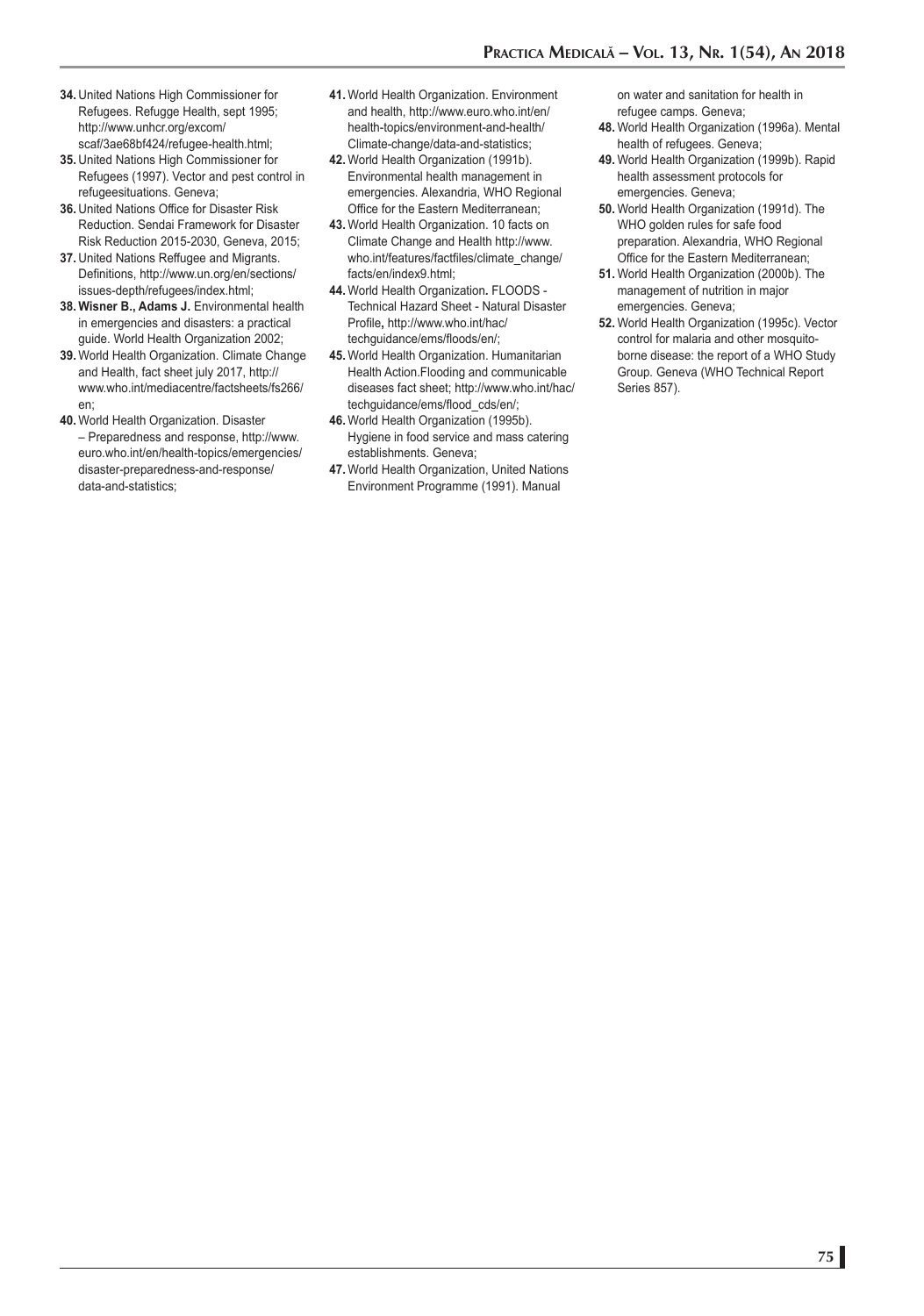34. United Nations High Commissioner for Refugees. Refugge Health, sept 1995; http://www.unhcr.org/excom/scaf/3ae68bf424/refugee-health.html;
35. United Nations High Commissioner for Refugees (1997). Vector and pest control in refugeesituations. Geneva;
36. United Nations Office for Disaster Risk Reduction. Sendai Framework for Disaster Risk Reduction 2015-2030, Geneva, 2015;
37. United Nations Reffugee and Migrants. Definitions, http://www.un.org/en/sections/issues-depth/refugees/index.html;
38. **Wisner B., Adams J.** Environmental health in emergencies and disasters: a practical guide. World Health Organization 2002;
39. World Health Organization. Climate Change and Health, fact sheet july 2017, http://www.who.int/mediacentre/factsheets/fs266/en;
40. World Health Organization. Disaster – Preparedness and response, http://www.euro.who.int/en/health-topics/emergencies/disaster-preparedness-and-response/data-and-statistics;
41. World Health Organization. Environment and health, http://www.euro.who.int/en/health-topics/environment-and-health/Climate-change/data-and-statistics;
42. World Health Organization (1991b). Environmental health management in emergencies. Alexandria, WHO Regional Office for the Eastern Mediterranean;
43. World Health Organization. 10 facts on Climate Change and Health http://www.who.int/features/factfiles/climate_change/facts/en/index9.html;
44. World Health Organization**.** FLOODS - Technical Hazard Sheet - Natural Disaster Profile**,** http://www.who.int/hac/techguidance/ems/floods/en/;
45. World Health Organization. Humanitarian Health Action.Flooding and communicable diseases fact sheet; http://www.who.int/hac/techguidance/ems/flood_cds/en/;
46. World Health Organization (1995b). Hygiene in food service and mass catering establishments. Geneva;
47. World Health Organization, United Nations Environment Programme (1991). Manual on water and sanitation for health in refugee camps. Geneva;
48. World Health Organization (1996a). Mental health of refugees. Geneva;
49. World Health Organization (1999b). Rapid health assessment protocols for emergencies. Geneva;
50. World Health Organization (1991d). The WHO golden rules for safe food preparation. Alexandria, WHO Regional Office for the Eastern Mediterranean;
51. World Health Organization (2000b). The management of nutrition in major emergencies. Geneva;
52. World Health Organization (1995c). Vector control for malaria and other mosquito-borne disease: the report of a WHO Study Group. Geneva (WHO Technical Report Series 857).